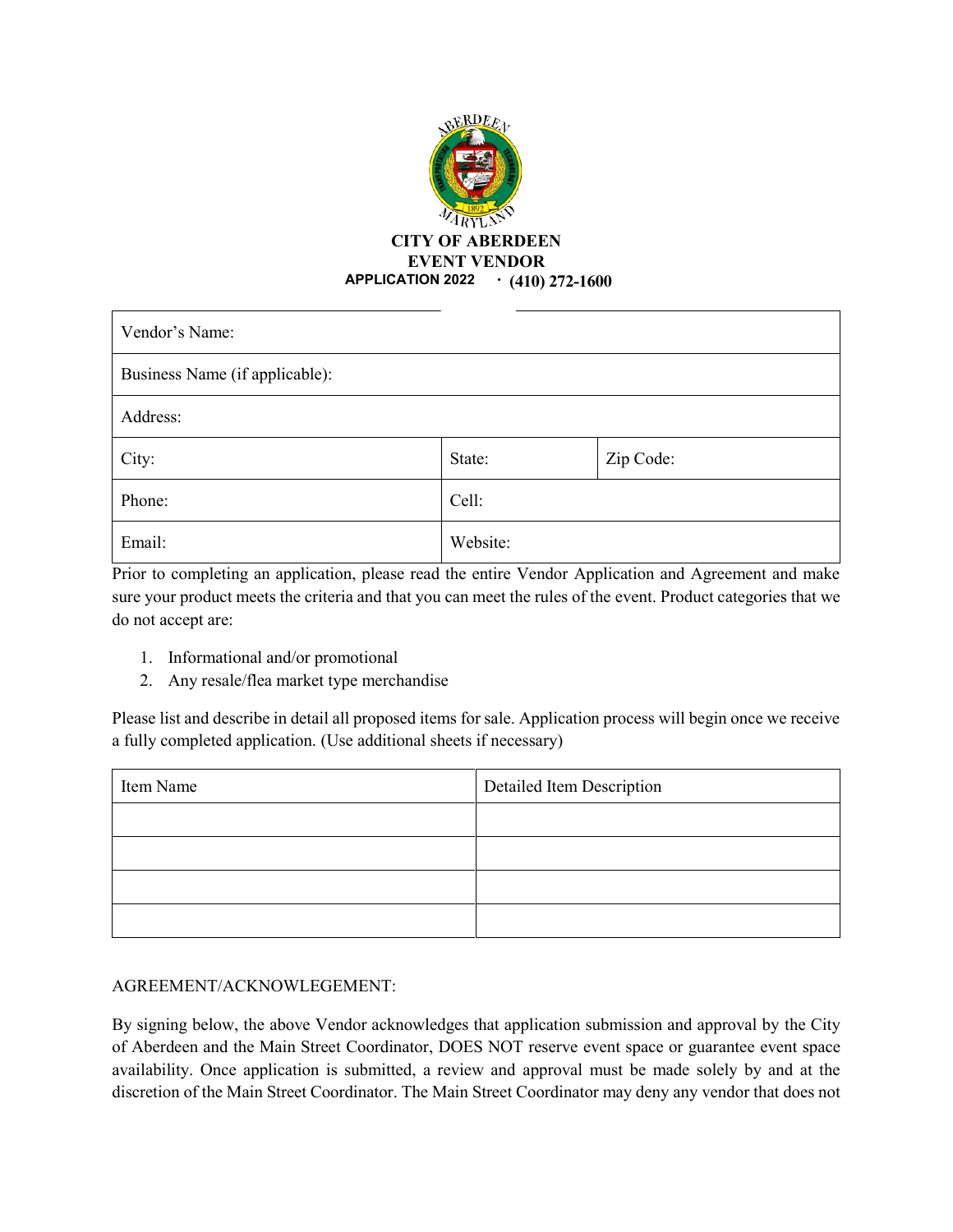# CITY OF ABERDEEN
## EVENT VENDOR
**APPLICATION 2022 · (410) 272-1600**

| Vendor's Name: | | |
|---|---|---|
| Business Name (if applicable): | | |
| Address: | | |
| City: | State: | Zip Code: |
| Phone: | Cell: | |
| Email: | Website: | |

Prior to completing an application, please read the entire Vendor Application and Agreement and make sure your product meets the criteria and that you can meet the rules of the event. Product categories that we do not accept are:

1. Informational and/or promotional
2. Any resale/flea market type merchandise

Please list and describe in detail all proposed items for sale. Application process will begin once we receive a fully completed application. (Use additional sheets if necessary)

| Item Name | Detailed Item Description |
|---|---|
| | |
| | |
| | |
| | |

AGREEMENT/ACKNOWLEGEMENT:

By signing below, the above Vendor acknowledges that application submission and approval by the City of Aberdeen and the Main Street Coordinator, DOES NOT reserve event space or guarantee event space availability. Once application is submitted, a review and approval must be made solely by and at the discretion of the Main Street Coordinator. The Main Street Coordinator may deny any vendor that does not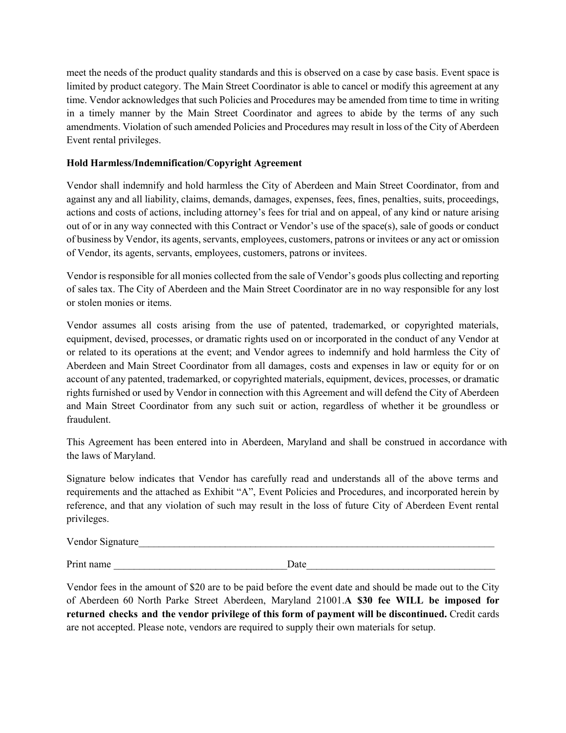meet the needs of the product quality standards and this is observed on a case by case basis. Event space is limited by product category. The Main Street Coordinator is able to cancel or modify this agreement at any time. Vendor acknowledges that such Policies and Procedures may be amended from time to time in writing in a timely manner by the Main Street Coordinator and agrees to abide by the terms of any such amendments. Violation of such amended Policies and Procedures may result in loss of the City of Aberdeen Event rental privileges.

**Hold Harmless/Indemnification/Copyright Agreement**

Vendor shall indemnify and hold harmless the City of Aberdeen and Main Street Coordinator, from and against any and all liability, claims, demands, damages, expenses, fees, fines, penalties, suits, proceedings, actions and costs of actions, including attorney's fees for trial and on appeal, of any kind or nature arising out of or in any way connected with this Contract or Vendor's use of the space(s), sale of goods or conduct of business by Vendor, its agents, servants, employees, customers, patrons or invitees or any act or omission of Vendor, its agents, servants, employees, customers, patrons or invitees.

Vendor is responsible for all monies collected from the sale of Vendor's goods plus collecting and reporting of sales tax. The City of Aberdeen and the Main Street Coordinator are in no way responsible for any lost or stolen monies or items.

Vendor assumes all costs arising from the use of patented, trademarked, or copyrighted materials, equipment, devised, processes, or dramatic rights used on or incorporated in the conduct of any Vendor at or related to its operations at the event; and Vendor agrees to indemnify and hold harmless the City of Aberdeen and Main Street Coordinator from all damages, costs and expenses in law or equity for or on account of any patented, trademarked, or copyrighted materials, equipment, devices, processes, or dramatic rights furnished or used by Vendor in connection with this Agreement and will defend the City of Aberdeen and Main Street Coordinator from any such suit or action, regardless of whether it be groundless or fraudulent.

This Agreement has been entered into in Aberdeen, Maryland and shall be construed in accordance with the laws of Maryland.

Signature below indicates that Vendor has carefully read and understands all of the above terms and requirements and the attached as Exhibit "A", Event Policies and Procedures, and incorporated herein by reference, and that any violation of such may result in the loss of future City of Aberdeen Event rental privileges.

Vendor Signature___________________________________________________________________________

Print name __________________________________Date_____________________________________

Vendor fees in the amount of $20 are to be paid before the event date and should be made out to the City of Aberdeen 60 North Parke Street Aberdeen, Maryland 21001.**A $30 fee WILL be imposed for returned checks and the vendor privilege of this form of payment will be discontinued.** Credit cards are not accepted. Please note, vendors are required to supply their own materials for setup.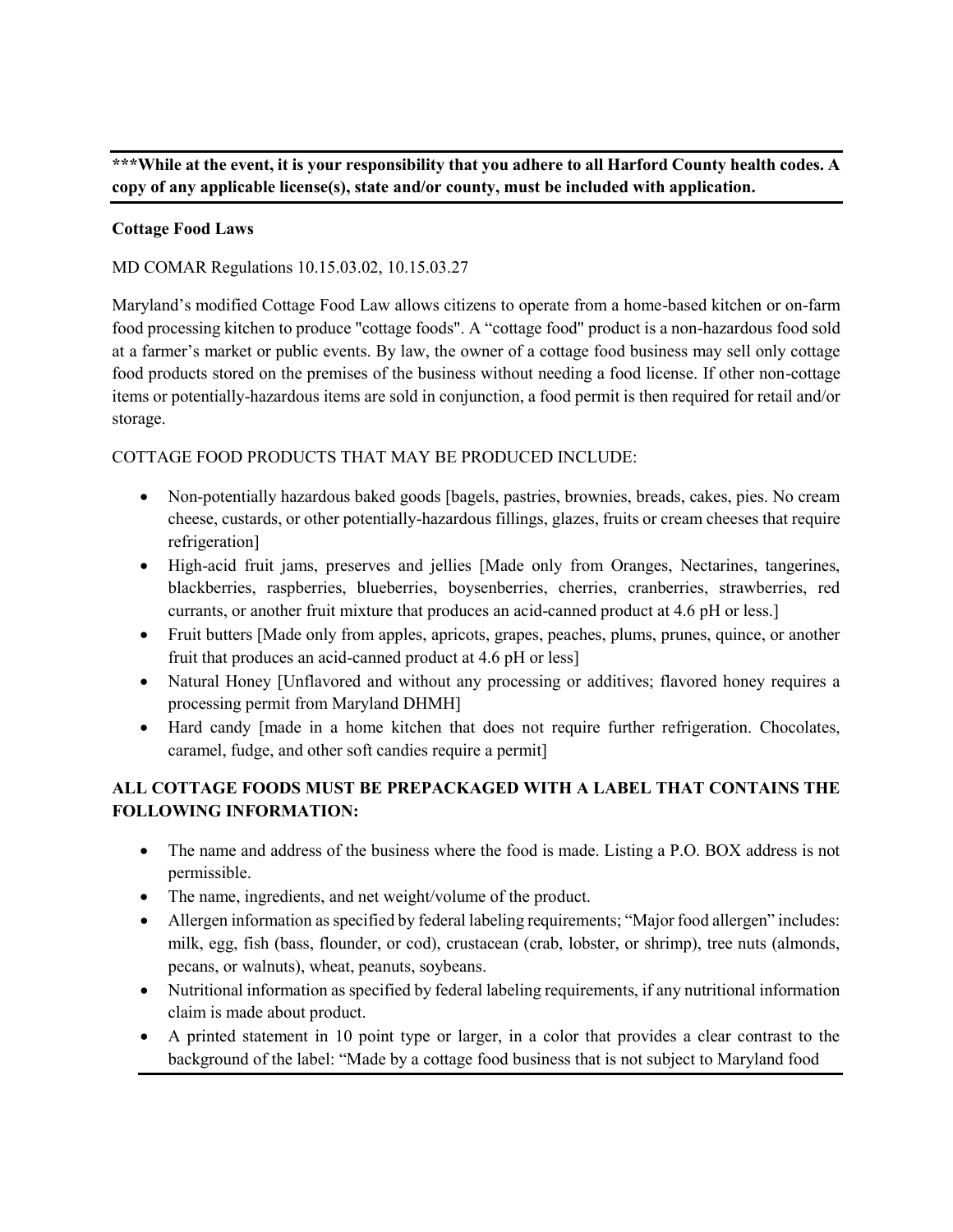**\*\*\*While at the event, it is your responsibility that you adhere to all Harford County health codes. A copy of any applicable license(s), state and/or county, must be included with application.**

**Cottage Food Laws**

MD COMAR Regulations 10.15.03.02, 10.15.03.27

Maryland's modified Cottage Food Law allows citizens to operate from a home-based kitchen or on-farm food processing kitchen to produce "cottage foods". A "cottage food" product is a non-hazardous food sold at a farmer's market or public events. By law, the owner of a cottage food business may sell only cottage food products stored on the premises of the business without needing a food license. If other non-cottage items or potentially-hazardous items are sold in conjunction, a food permit is then required for retail and/or storage.

COTTAGE FOOD PRODUCTS THAT MAY BE PRODUCED INCLUDE:

- Non-potentially hazardous baked goods [bagels, pastries, brownies, breads, cakes, pies. No cream cheese, custards, or other potentially-hazardous fillings, glazes, fruits or cream cheeses that require refrigeration]
- High-acid fruit jams, preserves and jellies [Made only from Oranges, Nectarines, tangerines, blackberries, raspberries, blueberries, boysenberries, cherries, cranberries, strawberries, red currants, or another fruit mixture that produces an acid-canned product at 4.6 pH or less.]
- Fruit butters [Made only from apples, apricots, grapes, peaches, plums, prunes, quince, or another fruit that produces an acid-canned product at 4.6 pH or less]
- Natural Honey [Unflavored and without any processing or additives; flavored honey requires a processing permit from Maryland DHMH]
- Hard candy [made in a home kitchen that does not require further refrigeration. Chocolates, caramel, fudge, and other soft candies require a permit]

**ALL COTTAGE FOODS MUST BE PREPACKAGED WITH A LABEL THAT CONTAINS THE FOLLOWING INFORMATION:**

- The name and address of the business where the food is made. Listing a P.O. BOX address is not permissible.
- The name, ingredients, and net weight/volume of the product.
- Allergen information as specified by federal labeling requirements; "Major food allergen" includes: milk, egg, fish (bass, flounder, or cod), crustacean (crab, lobster, or shrimp), tree nuts (almonds, pecans, or walnuts), wheat, peanuts, soybeans.
- Nutritional information as specified by federal labeling requirements, if any nutritional information claim is made about product.
- A printed statement in 10 point type or larger, in a color that provides a clear contrast to the background of the label: "Made by a cottage food business that is not subject to Maryland food